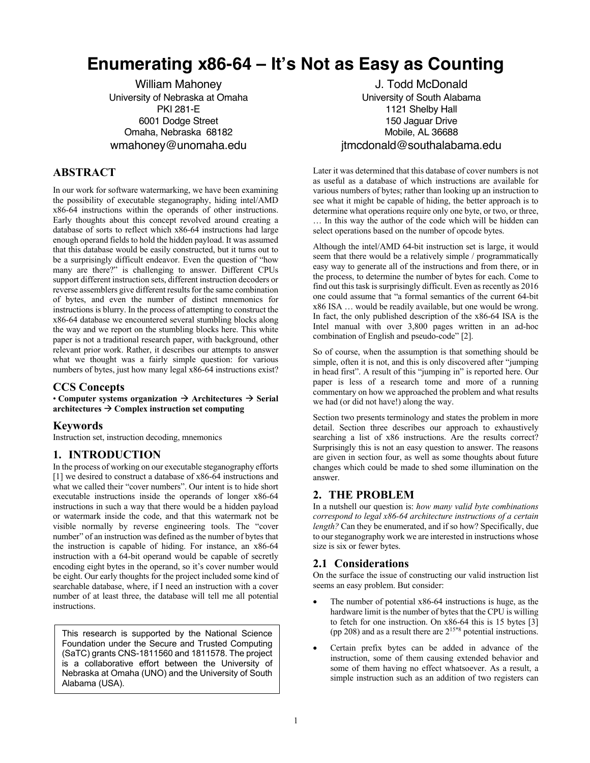# Enumerating x86-64 – It's Not as Easy as Counting

William Mahoney
University of Nebraska at Omaha
PKI 281-E
6001 Dodge Street
Omaha, Nebraska 68182
wmahoney@unomaha.edu

J. Todd McDonald
University of South Alabama
1121 Shelby Hall
150 Jaguar Drive
Mobile, AL 36688
jtmcdonald@southalabama.edu

## ABSTRACT

In our work for software watermarking, we have been examining the possibility of executable steganography, hiding intel/AMD x86-64 instructions within the operands of other instructions. Early thoughts about this concept revolved around creating a database of sorts to reflect which x86-64 instructions had large enough operand fields to hold the hidden payload. It was assumed that this database would be easily constructed, but it turns out to be a surprisingly difficult endeavor. Even the question of "how many are there?" is challenging to answer. Different CPUs support different instruction sets, different instruction decoders or reverse assemblers give different results for the same combination of bytes, and even the number of distinct mnemonics for instructions is blurry. In the process of attempting to construct the x86-64 database we encountered several stumbling blocks along the way and we report on the stumbling blocks here. This white paper is not a traditional research paper, with background, other relevant prior work. Rather, it describes our attempts to answer what we thought was a fairly simple question: for various numbers of bytes, just how many legal x86-64 instructions exist?

### CCS Concepts

• **Computer systems organization → Architectures → Serial architectures → Complex instruction set computing**

### Keywords

Instruction set, instruction decoding, mnemonics

## 1. INTRODUCTION

In the process of working on our executable steganography efforts [1] we desired to construct a database of x86-64 instructions and what we called their "cover numbers". Our intent is to hide short executable instructions inside the operands of longer x86-64 instructions in such a way that there would be a hidden payload or watermark inside the code, and that this watermark not be visible normally by reverse engineering tools. The "cover number" of an instruction was defined as the number of bytes that the instruction is capable of hiding. For instance, an x86-64 instruction with a 64-bit operand would be capable of secretly encoding eight bytes in the operand, so it's cover number would be eight. Our early thoughts for the project included some kind of searchable database, where, if I need an instruction with a cover number of at least three, the database will tell me all potential instructions.

> This research is supported by the National Science Foundation under the Secure and Trusted Computing (SaTC) grants CNS-1811560 and 1811578. The project is a collaborative effort between the University of Nebraska at Omaha (UNO) and the University of South Alabama (USA).

Later it was determined that this database of cover numbers is not as useful as a database of which instructions are available for various numbers of bytes; rather than looking up an instruction to see what it might be capable of hiding, the better approach is to determine what operations require only one byte, or two, or three, … In this way the author of the code which will be hidden can select operations based on the number of opcode bytes.

Although the intel/AMD 64-bit instruction set is large, it would seem that there would be a relatively simple / programmatically easy way to generate all of the instructions and from there, or in the process, to determine the number of bytes for each. Come to find out this task is surprisingly difficult. Even as recently as 2016 one could assume that "a formal semantics of the current 64-bit x86 ISA … would be readily available, but one would be wrong. In fact, the only published description of the x86-64 ISA is the Intel manual with over 3,800 pages written in an ad-hoc combination of English and pseudo-code" [2].

So of course, when the assumption is that something should be simple, often it is not, and this is only discovered after "jumping in head first". A result of this "jumping in" is reported here. Our paper is less of a research tome and more of a running commentary on how we approached the problem and what results we had (or did not have!) along the way.

Section two presents terminology and states the problem in more detail. Section three describes our approach to exhaustively searching a list of x86 instructions. Are the results correct? Surprisingly this is not an easy question to answer. The reasons are given in section four, as well as some thoughts about future changes which could be made to shed some illumination on the answer.

## 2. THE PROBLEM

In a nutshell our question is: *how many valid byte combinations correspond to legal x86-64 architecture instructions of a certain length?* Can they be enumerated, and if so how? Specifically, due to our steganography work we are interested in instructions whose size is six or fewer bytes.

### 2.1 Considerations

On the surface the issue of constructing our valid instruction list seems an easy problem. But consider:

- The number of potential x86-64 instructions is huge, as the hardware limit is the number of bytes that the CPU is willing to fetch for one instruction. On x86-64 this is 15 bytes [3] (pp 208) and as a result there are $2^{15*8}$ potential instructions.
- Certain prefix bytes can be added in advance of the instruction, some of them causing extended behavior and some of them having no effect whatsoever. As a result, a simple instruction such as an addition of two registers can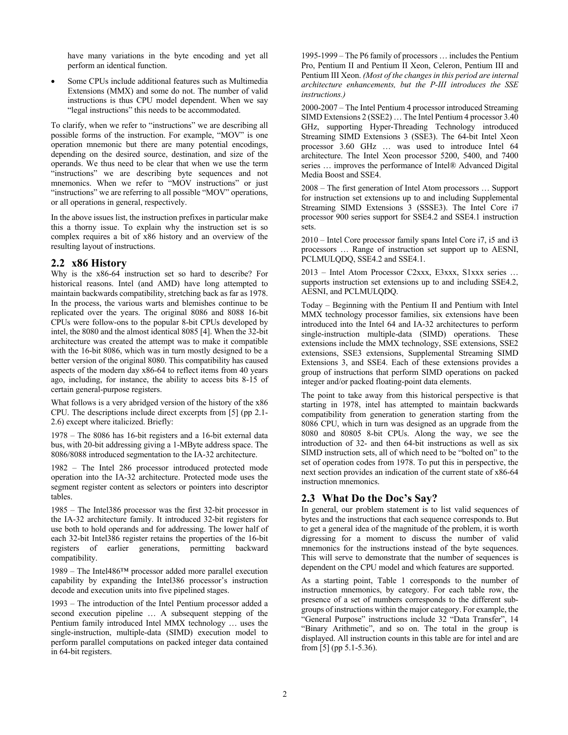have many variations in the byte encoding and yet all perform an identical function.

- Some CPUs include additional features such as Multimedia Extensions (MMX) and some do not. The number of valid instructions is thus CPU model dependent. When we say "legal instructions" this needs to be accommodated.

To clarify, when we refer to "instructions" we are describing all possible forms of the instruction. For example, "MOV" is one operation mnemonic but there are many potential encodings, depending on the desired source, destination, and size of the operands. We thus need to be clear that when we use the term "instructions" we are describing byte sequences and not mnemonics. When we refer to "MOV instructions" or just "instructions" we are referring to all possible "MOV" operations, or all operations in general, respectively.

In the above issues list, the instruction prefixes in particular make this a thorny issue. To explain why the instruction set is so complex requires a bit of x86 history and an overview of the resulting layout of instructions.

## 2.2 x86 History

Why is the x86-64 instruction set so hard to describe? For historical reasons. Intel (and AMD) have long attempted to maintain backwards compatibility, stretching back as far as 1978. In the process, the various warts and blemishes continue to be replicated over the years. The original 8086 and 8088 16-bit CPUs were follow-ons to the popular 8-bit CPUs developed by intel, the 8080 and the almost identical 8085 [4]. When the 32-bit architecture was created the attempt was to make it compatible with the 16-bit 8086, which was in turn mostly designed to be a better version of the original 8080. This compatibility has caused aspects of the modern day x86-64 to reflect items from 40 years ago, including, for instance, the ability to access bits 8-15 of certain general-purpose registers.

What follows is a very abridged version of the history of the x86 CPU. The descriptions include direct excerpts from [5] (pp 2.1-2.6) except where italicized. Briefly:

1978 – The 8086 has 16-bit registers and a 16-bit external data bus, with 20-bit addressing giving a 1-MByte address space. The 8086/8088 introduced segmentation to the IA-32 architecture.

1982 – The Intel 286 processor introduced protected mode operation into the IA-32 architecture. Protected mode uses the segment register content as selectors or pointers into descriptor tables.

1985 – The Intel386 processor was the first 32-bit processor in the IA-32 architecture family. It introduced 32-bit registers for use both to hold operands and for addressing. The lower half of each 32-bit Intel386 register retains the properties of the 16-bit registers of earlier generations, permitting backward compatibility.

1989 – The Intel486™ processor added more parallel execution capability by expanding the Intel386 processor's instruction decode and execution units into five pipelined stages.

1993 – The introduction of the Intel Pentium processor added a second execution pipeline … A subsequent stepping of the Pentium family introduced Intel MMX technology … uses the single-instruction, multiple-data (SIMD) execution model to perform parallel computations on packed integer data contained in 64-bit registers.

1995-1999 – The P6 family of processors … includes the Pentium Pro, Pentium II and Pentium II Xeon, Celeron, Pentium III and Pentium III Xeon. *(Most of the changes in this period are internal architecture enhancements, but the P-III introduces the SSE instructions.)*

2000-2007 – The Intel Pentium 4 processor introduced Streaming SIMD Extensions 2 (SSE2) … The Intel Pentium 4 processor 3.40 GHz, supporting Hyper-Threading Technology introduced Streaming SIMD Extensions 3 (SSE3). The 64-bit Intel Xeon processor 3.60 GHz … was used to introduce Intel 64 architecture. The Intel Xeon processor 5200, 5400, and 7400 series … improves the performance of Intel® Advanced Digital Media Boost and SSE4.

2008 – The first generation of Intel Atom processors … Support for instruction set extensions up to and including Supplemental Streaming SIMD Extensions 3 (SSSE3). The Intel Core i7 processor 900 series support for SSE4.2 and SSE4.1 instruction sets.

2010 – Intel Core processor family spans Intel Core i7, i5 and i3 processors … Range of instruction set support up to AESNI, PCLMULQDQ, SSE4.2 and SSE4.1.

2013 – Intel Atom Processor C2xxx, E3xxx, S1xxx series … supports instruction set extensions up to and including SSE4.2, AESNI, and PCLMULQDQ.

Today – Beginning with the Pentium II and Pentium with Intel MMX technology processor families, six extensions have been introduced into the Intel 64 and IA-32 architectures to perform single-instruction multiple-data (SIMD) operations. These extensions include the MMX technology, SSE extensions, SSE2 extensions, SSE3 extensions, Supplemental Streaming SIMD Extensions 3, and SSE4. Each of these extensions provides a group of instructions that perform SIMD operations on packed integer and/or packed floating-point data elements.

The point to take away from this historical perspective is that starting in 1978, intel has attempted to maintain backwards compatibility from generation to generation starting from the 8086 CPU, which in turn was designed as an upgrade from the 8080 and 80805 8-bit CPUs. Along the way, we see the introduction of 32- and then 64-bit instructions as well as six SIMD instruction sets, all of which need to be "bolted on" to the set of operation codes from 1978. To put this in perspective, the next section provides an indication of the current state of x86-64 instruction mnemonics.

## 2.3 What Do the Doc's Say?

In general, our problem statement is to list valid sequences of bytes and the instructions that each sequence corresponds to. But to get a general idea of the magnitude of the problem, it is worth digressing for a moment to discuss the number of valid mnemonics for the instructions instead of the byte sequences. This will serve to demonstrate that the number of sequences is dependent on the CPU model and which features are supported.

As a starting point, Table 1 corresponds to the number of instruction mnemonics, by category. For each table row, the presence of a set of numbers corresponds to the different sub-groups of instructions within the major category. For example, the "General Purpose" instructions include 32 "Data Transfer", 14 "Binary Arithmetic", and so on. The total in the group is displayed. All instruction counts in this table are for intel and are from [5] (pp 5.1-5.36).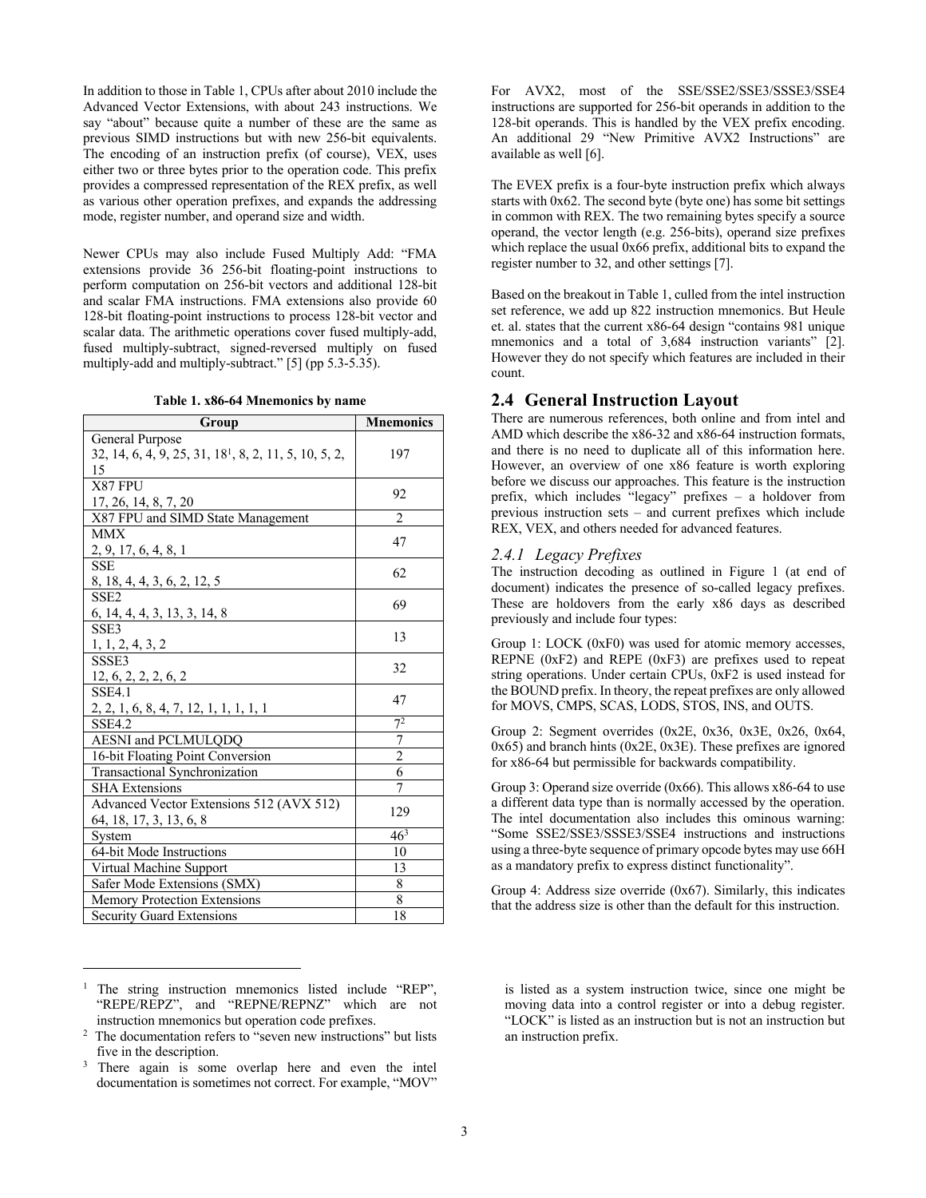In addition to those in Table 1, CPUs after about 2010 include the Advanced Vector Extensions, with about 243 instructions. We say "about" because quite a number of these are the same as previous SIMD instructions but with new 256-bit equivalents. The encoding of an instruction prefix (of course), VEX, uses either two or three bytes prior to the operation code. This prefix provides a compressed representation of the REX prefix, as well as various other operation prefixes, and expands the addressing mode, register number, and operand size and width.

Newer CPUs may also include Fused Multiply Add: "FMA extensions provide 36 256-bit floating-point instructions to perform computation on 256-bit vectors and additional 128-bit and scalar FMA instructions. FMA extensions also provide 60 128-bit floating-point instructions to process 128-bit vector and scalar data. The arithmetic operations cover fused multiply-add, fused multiply-subtract, signed-reversed multiply on fused multiply-add and multiply-subtract." [5] (pp 5.3-5.35).

**Table 1. x86-64 Mnemonics by name**

| Group | Mnemonics |
|---|---|
| General Purpose<br>32, 14, 6, 4, 9, 25, 31, 18[1], 8, 2, 11, 5, 10, 5, 2, 15 | 197 |
| X87 FPU<br>17, 26, 14, 8, 7, 20 | 92 |
| X87 FPU and SIMD State Management | 2 |
| MMX<br>2, 9, 17, 6, 4, 8, 1 | 47 |
| SSE<br>8, 18, 4, 4, 3, 6, 2, 12, 5 | 62 |
| SSE2<br>6, 14, 4, 4, 3, 13, 3, 14, 8 | 69 |
| SSE3<br>1, 1, 2, 4, 3, 2 | 13 |
| SSSE3<br>12, 6, 2, 2, 2, 6, 2 | 32 |
| SSE4.1<br>2, 2, 1, 6, 8, 4, 7, 12, 1, 1, 1, 1, 1 | 47 |
| SSE4.2 | 7[2] |
| AESNI and PCLMULQDQ | 7 |
| 16-bit Floating Point Conversion | 2 |
| Transactional Synchronization | 6 |
| SHA Extensions | 7 |
| Advanced Vector Extensions 512 (AVX 512)<br>64, 18, 17, 3, 13, 6, 8 | 129 |
| System | 46[3] |
| 64-bit Mode Instructions | 10 |
| Virtual Machine Support | 13 |
| Safer Mode Extensions (SMX) | 8 |
| Memory Protection Extensions | 8 |
| Security Guard Extensions | 18 |

For AVX2, most of the SSE/SSE2/SSE3/SSSE3/SSE4 instructions are supported for 256-bit operands in addition to the 128-bit operands. This is handled by the VEX prefix encoding. An additional 29 "New Primitive AVX2 Instructions" are available as well [6].

The EVEX prefix is a four-byte instruction prefix which always starts with 0x62. The second byte (byte one) has some bit settings in common with REX. The two remaining bytes specify a source operand, the vector length (e.g. 256-bits), operand size prefixes which replace the usual 0x66 prefix, additional bits to expand the register number to 32, and other settings [7].

Based on the breakout in Table 1, culled from the intel instruction set reference, we add up 822 instruction mnemonics. But Heule et. al. states that the current x86-64 design "contains 981 unique mnemonics and a total of 3,684 instruction variants" [2]. However they do not specify which features are included in their count.

## 2.4 General Instruction Layout

There are numerous references, both online and from intel and AMD which describe the x86-32 and x86-64 instruction formats, and there is no need to duplicate all of this information here. However, an overview of one x86 feature is worth exploring before we discuss our approaches. This feature is the instruction prefix, which includes "legacy" prefixes – a holdover from previous instruction sets – and current prefixes which include REX, VEX, and others needed for advanced features.

### *2.4.1 Legacy Prefixes*

The instruction decoding as outlined in Figure 1 (at end of document) indicates the presence of so-called legacy prefixes. These are holdovers from the early x86 days as described previously and include four types:

Group 1: LOCK (0xF0) was used for atomic memory accesses, REPNE (0xF2) and REPE (0xF3) are prefixes used to repeat string operations. Under certain CPUs, 0xF2 is used instead for the BOUND prefix. In theory, the repeat prefixes are only allowed for MOVS, CMPS, SCAS, LODS, STOS, INS, and OUTS.

Group 2: Segment overrides (0x2E, 0x36, 0x3E, 0x26, 0x64, 0x65) and branch hints (0x2E, 0x3E). These prefixes are ignored for x86-64 but permissible for backwards compatibility.

Group 3: Operand size override (0x66). This allows x86-64 to use a different data type than is normally accessed by the operation. The intel documentation also includes this ominous warning: "Some SSE2/SSE3/SSSE3/SSE4 instructions and instructions using a three-byte sequence of primary opcode bytes may use 66H as a mandatory prefix to express distinct functionality".

Group 4: Address size override (0x67). Similarly, this indicates that the address size is other than the default for this instruction.

---

[1] The string instruction mnemonics listed include "REP", "REPE/REPZ", and "REPNE/REPNZ" which are not instruction mnemonics but operation code prefixes.

[2] The documentation refers to "seven new instructions" but lists five in the description.

[3] There again is some overlap here and even the intel documentation is sometimes not correct. For example, "MOV" is listed as a system instruction twice, since one might be moving data into a control register or into a debug register. "LOCK" is listed as an instruction but is not an instruction but an instruction prefix.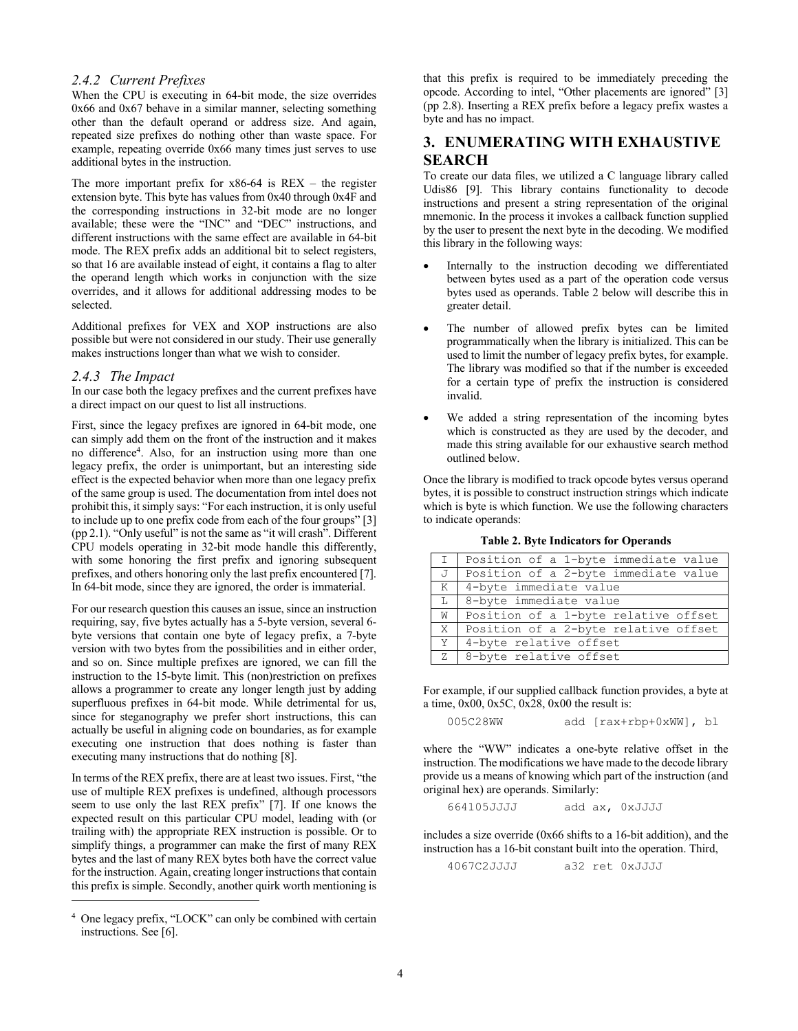### 2.4.2 Current Prefixes

When the CPU is executing in 64-bit mode, the size overrides 0x66 and 0x67 behave in a similar manner, selecting something other than the default operand or address size. And again, repeated size prefixes do nothing other than waste space. For example, repeating override 0x66 many times just serves to use additional bytes in the instruction.

The more important prefix for x86-64 is REX – the register extension byte. This byte has values from 0x40 through 0x4F and the corresponding instructions in 32-bit mode are no longer available; these were the "INC" and "DEC" instructions, and different instructions with the same effect are available in 64-bit mode. The REX prefix adds an additional bit to select registers, so that 16 are available instead of eight, it contains a flag to alter the operand length which works in conjunction with the size overrides, and it allows for additional addressing modes to be selected.

Additional prefixes for VEX and XOP instructions are also possible but were not considered in our study. Their use generally makes instructions longer than what we wish to consider.

### 2.4.3 The Impact

In our case both the legacy prefixes and the current prefixes have a direct impact on our quest to list all instructions.

First, since the legacy prefixes are ignored in 64-bit mode, one can simply add them on the front of the instruction and it makes no difference[4]. Also, for an instruction using more than one legacy prefix, the order is unimportant, but an interesting side effect is the expected behavior when more than one legacy prefix of the same group is used. The documentation from intel does not prohibit this, it simply says: "For each instruction, it is only useful to include up to one prefix code from each of the four groups" [3] (pp 2.1). "Only useful" is not the same as "it will crash". Different CPU models operating in 32-bit mode handle this differently, with some honoring the first prefix and ignoring subsequent prefixes, and others honoring only the last prefix encountered [7]. In 64-bit mode, since they are ignored, the order is immaterial.

For our research question this causes an issue, since an instruction requiring, say, five bytes actually has a 5-byte version, several 6-byte versions that contain one byte of legacy prefix, a 7-byte version with two bytes from the possibilities and in either order, and so on. Since multiple prefixes are ignored, we can fill the instruction to the 15-byte limit. This (non)restriction on prefixes allows a programmer to create any longer length just by adding superfluous prefixes in 64-bit mode. While detrimental for us, since for steganography we prefer short instructions, this can actually be useful in aligning code on boundaries, as for example executing one instruction that does nothing is faster than executing many instructions that do nothing [8].

In terms of the REX prefix, there are at least two issues. First, "the use of multiple REX prefixes is undefined, although processors seem to use only the last REX prefix" [7]. If one knows the expected result on this particular CPU model, leading with (or trailing with) the appropriate REX instruction is possible. Or to simplify things, a programmer can make the first of many REX bytes and the last of many REX bytes both have the correct value for the instruction. Again, creating longer instructions that contain this prefix is simple. Secondly, another quirk worth mentioning is that this prefix is required to be immediately preceding the opcode. According to intel, "Other placements are ignored" [3] (pp 2.8). Inserting a REX prefix before a legacy prefix wastes a byte and has no impact.

[4] One legacy prefix, "LOCK" can only be combined with certain instructions. See [6].

## 3. ENUMERATING WITH EXHAUSTIVE SEARCH

To create our data files, we utilized a C language library called Udis86 [9]. This library contains functionality to decode instructions and present a string representation of the original mnemonic. In the process it invokes a callback function supplied by the user to present the next byte in the decoding. We modified this library in the following ways:

- Internally to the instruction decoding we differentiated between bytes used as a part of the operation code versus bytes used as operands. Table 2 below will describe this in greater detail.
- The number of allowed prefix bytes can be limited programmatically when the library is initialized. This can be used to limit the number of legacy prefix bytes, for example. The library was modified so that if the number is exceeded for a certain type of prefix the instruction is considered invalid.
- We added a string representation of the incoming bytes which is constructed as they are used by the decoder, and made this string available for our exhaustive search method outlined below.

Once the library is modified to track opcode bytes versus operand bytes, it is possible to construct instruction strings which indicate which is byte is which function. We use the following characters to indicate operands:

**Table 2. Byte Indicators for Operands**

| | |
|---|---|
| I | Position of a 1-byte immediate value |
| J | Position of a 2-byte immediate value |
| K | 4-byte immediate value |
| L | 8-byte immediate value |
| W | Position of a 1-byte relative offset |
| X | Position of a 2-byte relative offset |
| Y | 4-byte relative offset |
| Z | 8-byte relative offset |

For example, if our supplied callback function provides, a byte at a time, 0x00, 0x5C, 0x28, 0x00 the result is:

```
005C28WW        add [rax+rbp+0xWW], bl
```

where the "WW" indicates a one-byte relative offset in the instruction. The modifications we have made to the decode library provide us a means of knowing which part of the instruction (and original hex) are operands. Similarly:

```
664105JJJJ      add ax, 0xJJJJ
```

includes a size override (0x66 shifts to a 16-bit addition), and the instruction has a 16-bit constant built into the operation. Third,

```
4067C2JJJJ      a32 ret 0xJJJJ
```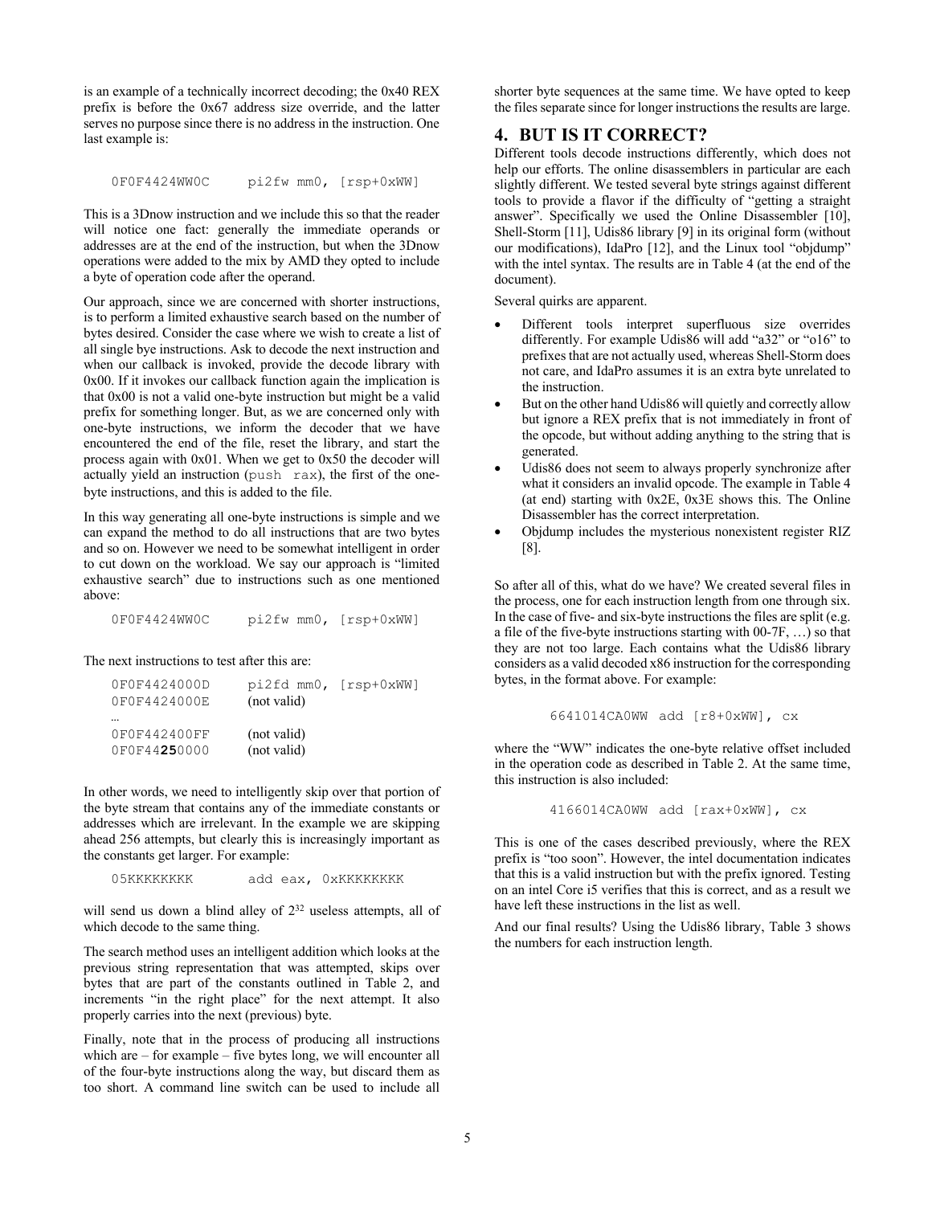is an example of a technically incorrect decoding; the 0x40 REX prefix is before the 0x67 address size override, and the latter serves no purpose since there is no address in the instruction. One last example is:

```
0F0F4424WW0C     pi2fw mm0, [rsp+0xWW]
```

This is a 3Dnow instruction and we include this so that the reader will notice one fact: generally the immediate operands or addresses are at the end of the instruction, but when the 3Dnow operations were added to the mix by AMD they opted to include a byte of operation code after the operand.

Our approach, since we are concerned with shorter instructions, is to perform a limited exhaustive search based on the number of bytes desired. Consider the case where we wish to create a list of all single bye instructions. Ask to decode the next instruction and when our callback is invoked, provide the decode library with 0x00. If it invokes our callback function again the implication is that 0x00 is not a valid one-byte instruction but might be a valid prefix for something longer. But, as we are concerned only with one-byte instructions, we inform the decoder that we have encountered the end of the file, reset the library, and start the process again with 0x01. When we get to 0x50 the decoder will actually yield an instruction (`push rax`), the first of the one-byte instructions, and this is added to the file.

In this way generating all one-byte instructions is simple and we can expand the method to do all instructions that are two bytes and so on. However we need to be somewhat intelligent in order to cut down on the workload. We say our approach is "limited exhaustive search" due to instructions such as one mentioned above:

```
0F0F4424WW0C     pi2fw mm0, [rsp+0xWW]
```

The next instructions to test after this are:

```
0F0F4424000D     pi2fd mm0, [rsp+0xWW]
0F0F4424000E     (not valid)
…
0F0F442400FF     (not valid)
0F0F44250000     (not valid)
```

In other words, we need to intelligently skip over that portion of the byte stream that contains any of the immediate constants or addresses which are irrelevant. In the example we are skipping ahead 256 attempts, but clearly this is increasingly important as the constants get larger. For example:

```
05KKKKKKKK       add eax, 0xKKKKKKKK
```

will send us down a blind alley of $2^{32}$ useless attempts, all of which decode to the same thing.

The search method uses an intelligent addition which looks at the previous string representation that was attempted, skips over bytes that are part of the constants outlined in Table 2, and increments "in the right place" for the next attempt. It also properly carries into the next (previous) byte.

Finally, note that in the process of producing all instructions which are – for example – five bytes long, we will encounter all of the four-byte instructions along the way, but discard them as too short. A command line switch can be used to include all shorter byte sequences at the same time. We have opted to keep the files separate since for longer instructions the results are large.

## 4. BUT IS IT CORRECT?

Different tools decode instructions differently, which does not help our efforts. The online disassemblers in particular are each slightly different. We tested several byte strings against different tools to provide a flavor if the difficulty of "getting a straight answer". Specifically we used the Online Disassembler [10], Shell-Storm [11], Udis86 library [9] in its original form (without our modifications), IdaPro [12], and the Linux tool "objdump" with the intel syntax. The results are in Table 4 (at the end of the document).

Several quirks are apparent.

- Different tools interpret superfluous size overrides differently. For example Udis86 will add "a32" or "o16" to prefixes that are not actually used, whereas Shell-Storm does not care, and IdaPro assumes it is an extra byte unrelated to the instruction.
- But on the other hand Udis86 will quietly and correctly allow but ignore a REX prefix that is not immediately in front of the opcode, but without adding anything to the string that is generated.
- Udis86 does not seem to always properly synchronize after what it considers an invalid opcode. The example in Table 4 (at end) starting with 0x2E, 0x3E shows this. The Online Disassembler has the correct interpretation.
- Objdump includes the mysterious nonexistent register RIZ [8].

So after all of this, what do we have? We created several files in the process, one for each instruction length from one through six. In the case of five- and six-byte instructions the files are split (e.g. a file of the five-byte instructions starting with 00-7F, …) so that they are not too large. Each contains what the Udis86 library considers as a valid decoded x86 instruction for the corresponding bytes, in the format above. For example:

```
6641014CA0WW  add [r8+0xWW], cx
```

where the "WW" indicates the one-byte relative offset included in the operation code as described in Table 2. At the same time, this instruction is also included:

```
4166014CA0WW  add [rax+0xWW], cx
```

This is one of the cases described previously, where the REX prefix is "too soon". However, the intel documentation indicates that this is a valid instruction but with the prefix ignored. Testing on an intel Core i5 verifies that this is correct, and as a result we have left these instructions in the list as well.

And our final results? Using the Udis86 library, Table 3 shows the numbers for each instruction length.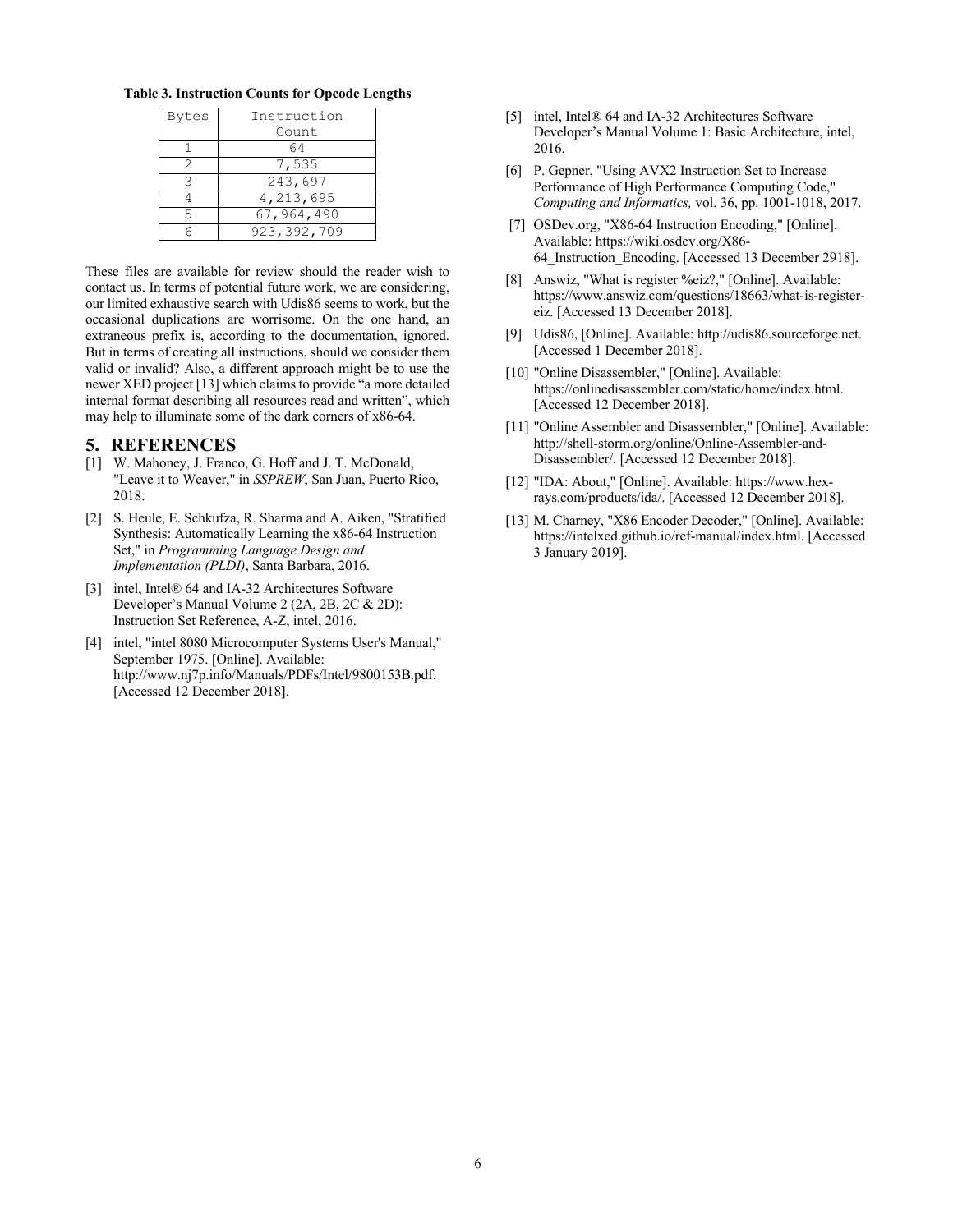**Table 3. Instruction Counts for Opcode Lengths**

| Bytes | Instruction Count |
|---|---|
| 1 | 64 |
| 2 | 7,535 |
| 3 | 243,697 |
| 4 | 4,213,695 |
| 5 | 67,964,490 |
| 6 | 923,392,709 |

These files are available for review should the reader wish to contact us. In terms of potential future work, we are considering, our limited exhaustive search with Udis86 seems to work, but the occasional duplications are worrisome. On the one hand, an extraneous prefix is, according to the documentation, ignored. But in terms of creating all instructions, should we consider them valid or invalid? Also, a different approach might be to use the newer XED project [13] which claims to provide "a more detailed internal format describing all resources read and written", which may help to illuminate some of the dark corners of x86-64.

## 5. REFERENCES

[1] W. Mahoney, J. Franco, G. Hoff and J. T. McDonald, "Leave it to Weaver," in *SSPREW*, San Juan, Puerto Rico, 2018.

[2] S. Heule, E. Schkufza, R. Sharma and A. Aiken, "Stratified Synthesis: Automatically Learning the x86-64 Instruction Set," in *Programming Language Design and Implementation (PLDI)*, Santa Barbara, 2016.

[3] intel, Intel® 64 and IA-32 Architectures Software Developer's Manual Volume 2 (2A, 2B, 2C & 2D): Instruction Set Reference, A-Z, intel, 2016.

[4] intel, "intel 8080 Microcomputer Systems User's Manual," September 1975. [Online]. Available: http://www.nj7p.info/Manuals/PDFs/Intel/9800153B.pdf. [Accessed 12 December 2018].

[5] intel, Intel® 64 and IA-32 Architectures Software Developer's Manual Volume 1: Basic Architecture, intel, 2016.

[6] P. Gepner, "Using AVX2 Instruction Set to Increase Performance of High Performance Computing Code," *Computing and Informatics,* vol. 36, pp. 1001-1018, 2017.

[7] OSDev.org, "X86-64 Instruction Encoding," [Online]. Available: https://wiki.osdev.org/X86-64_Instruction_Encoding. [Accessed 13 December 2918].

[8] Answiz, "What is register %eiz?," [Online]. Available: https://www.answiz.com/questions/18663/what-is-register-eiz. [Accessed 13 December 2018].

[9] Udis86, [Online]. Available: http://udis86.sourceforge.net. [Accessed 1 December 2018].

[10] "Online Disassembler," [Online]. Available: https://onlinedisassembler.com/static/home/index.html. [Accessed 12 December 2018].

[11] "Online Assembler and Disassembler," [Online]. Available: http://shell-storm.org/online/Online-Assembler-and-Disassembler/. [Accessed 12 December 2018].

[12] "IDA: About," [Online]. Available: https://www.hex-rays.com/products/ida/. [Accessed 12 December 2018].

[13] M. Charney, "X86 Encoder Decoder," [Online]. Available: https://intelxed.github.io/ref-manual/index.html. [Accessed 3 January 2019].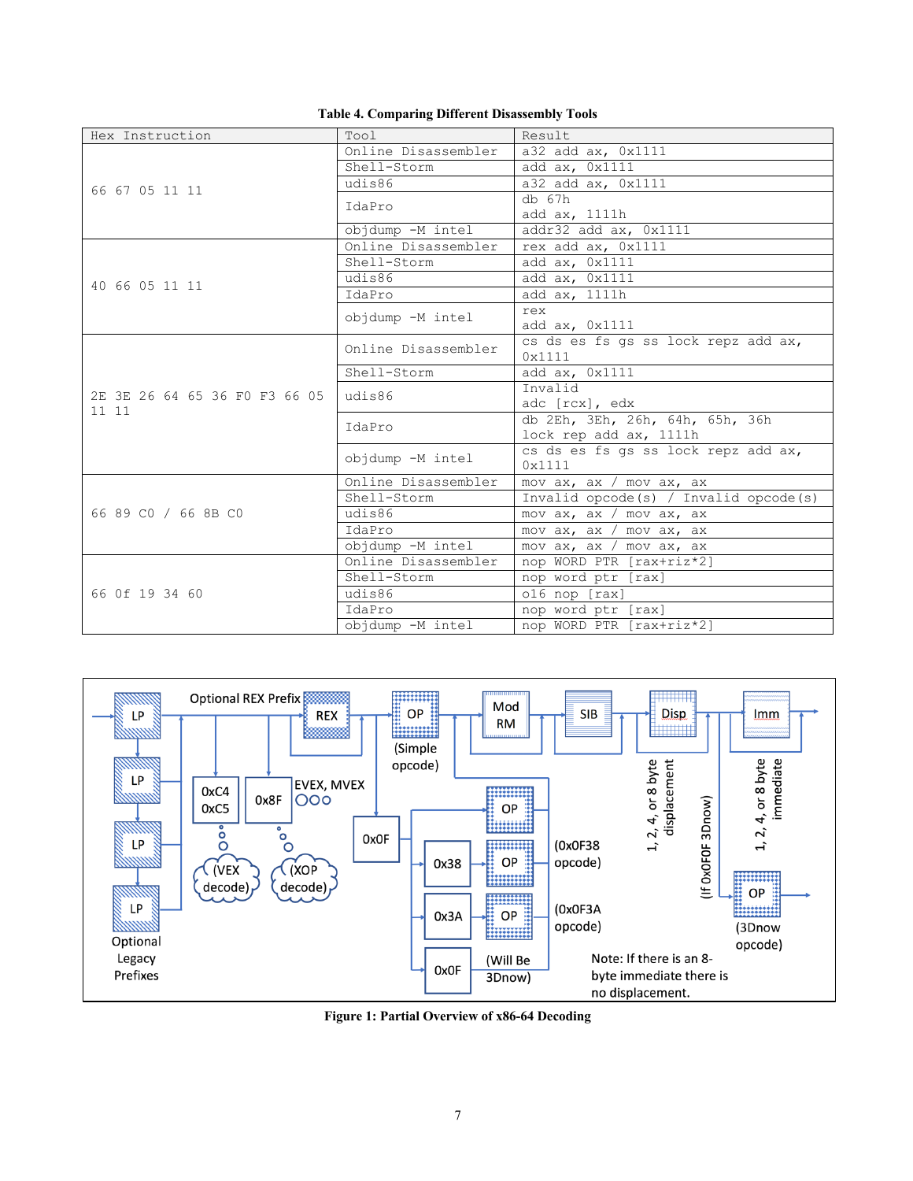**Table 4. Comparing Different Disassembly Tools**

| Hex Instruction | Tool | Result |
|---|---|---|
| 66 67 05 11 11 | Online Disassembler | a32 add ax, 0x1111 |
| | Shell-Storm | add ax, 0x1111 |
| | udis86 | a32 add ax, 0x1111 |
| | IdaPro | db 67h<br>add ax, 1111h |
| | objdump -M intel | addr32 add ax, 0x1111 |
| 40 66 05 11 11 | Online Disassembler | rex add ax, 0x1111 |
| | Shell-Storm | add ax, 0x1111 |
| | udis86 | add ax, 0x1111 |
| | IdaPro | add ax, 1111h |
| | objdump -M intel | rex<br>add ax, 0x1111 |
| 2E 3E 26 64 65 36 F0 F3 66 05 11 11 | Online Disassembler | cs ds es fs gs ss lock repz add ax, 0x1111 |
| | Shell-Storm | add ax, 0x1111 |
| | udis86 | Invalid<br>adc [rcx], edx |
| | IdaPro | db 2Eh, 3Eh, 26h, 64h, 65h, 36h<br>lock rep add ax, 1111h |
| | objdump -M intel | cs ds es fs gs ss lock repz add ax, 0x1111 |
| 66 89 C0 / 66 8B C0 | Online Disassembler | mov ax, ax / mov ax, ax |
| | Shell-Storm | Invalid opcode(s) / Invalid opcode(s) |
| | udis86 | mov ax, ax / mov ax, ax |
| | IdaPro | mov ax, ax / mov ax, ax |
| | objdump -M intel | mov ax, ax / mov ax, ax |
| 66 0f 19 34 60 | Online Disassembler | nop WORD PTR [rax+riz*2] |
| | Shell-Storm | nop word ptr [rax] |
| | udis86 | o16 nop [rax] |
| | IdaPro | nop word ptr [rax] |
| | objdump -M intel | nop WORD PTR [rax+riz*2] |

LP
LP
LP
LP
Optional Legacy Prefixes
Optional REX Prefix
REX
0xC4
0xC5
(VEX decode)
0x8F
(XOP decode)
EVEX, MVEX
OP
(Simple opcode)
0x0F
OP
0x38
OP
(0x0F38 opcode)
0x3A
OP
(0x0F3A opcode)
0x0F
(Will Be 3Dnow)
Mod RM
SIB
Disp
1, 2, 4, or 8 byte displacement
(If 0x0F0F 3Dnow)
Imm
1, 2, 4, or 8 byte immediate
OP
(3Dnow opcode)
Note: If there is an 8-byte immediate there is no displacement.

**Figure 1: Partial Overview of x86-64 Decoding**